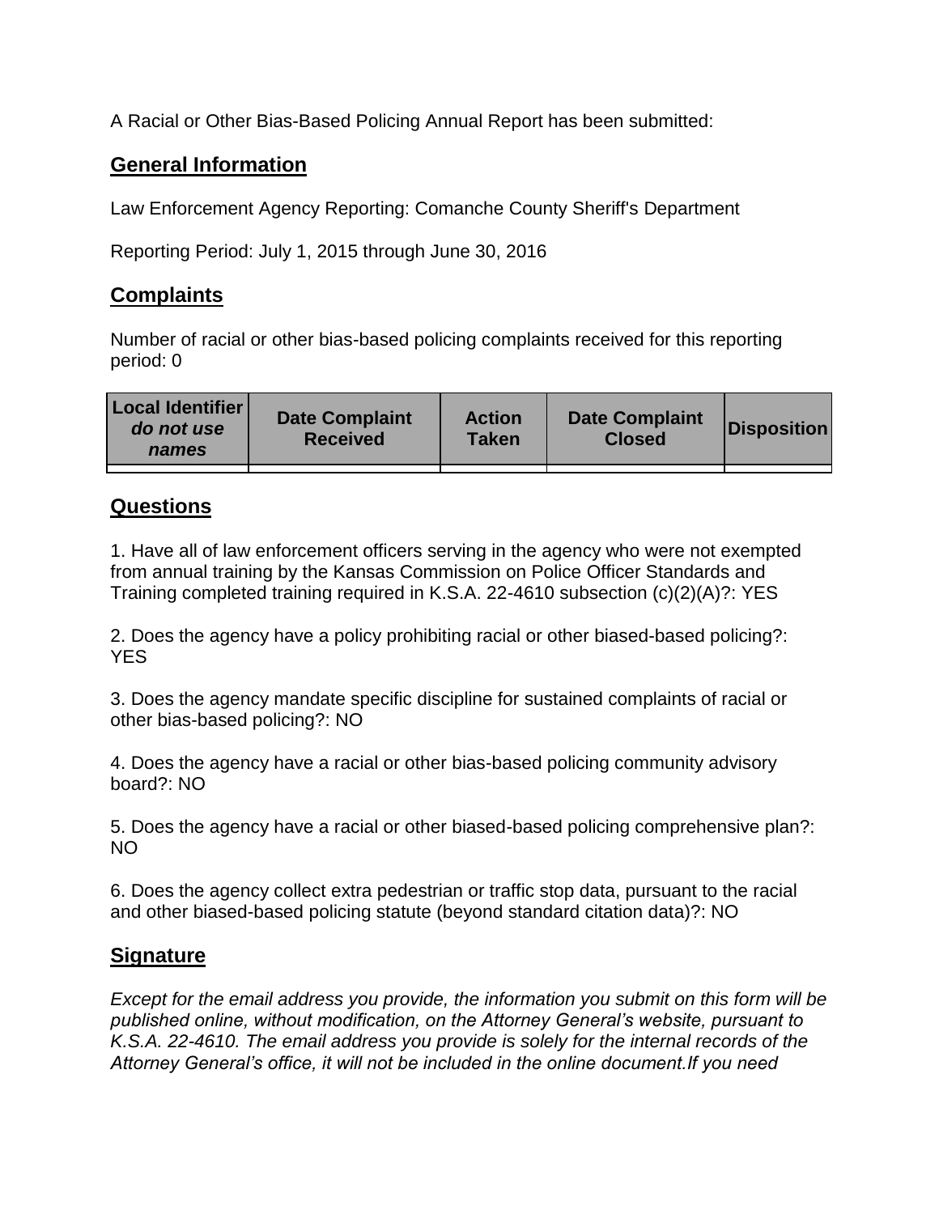A Racial or Other Bias-Based Policing Annual Report has been submitted:

## General Information

Law Enforcement Agency Reporting: Comanche County Sheriff's Department

Reporting Period: July 1, 2015 through June 30, 2016

## Complaints

Number of racial or other bias-based policing complaints received for this reporting period: 0

| Local Identifier *do not use names* | Date Complaint Received | Action Taken | Date Complaint Closed | Disposition |
|---|---|---|---|---|
| | | | | |

## Questions

1. Have all of law enforcement officers serving in the agency who were not exempted from annual training by the Kansas Commission on Police Officer Standards and Training completed training required in K.S.A. 22-4610 subsection (c)(2)(A)?: YES

2. Does the agency have a policy prohibiting racial or other biased-based policing?: YES

3. Does the agency mandate specific discipline for sustained complaints of racial or other bias-based policing?: NO

4. Does the agency have a racial or other bias-based policing community advisory board?: NO

5. Does the agency have a racial or other biased-based policing comprehensive plan?: NO

6. Does the agency collect extra pedestrian or traffic stop data, pursuant to the racial and other biased-based policing statute (beyond standard citation data)?: NO

## Signature

*Except for the email address you provide, the information you submit on this form will be published online, without modification, on the Attorney General's website, pursuant to K.S.A. 22-4610. The email address you provide is solely for the internal records of the Attorney General's office, it will not be included in the online document.If you need*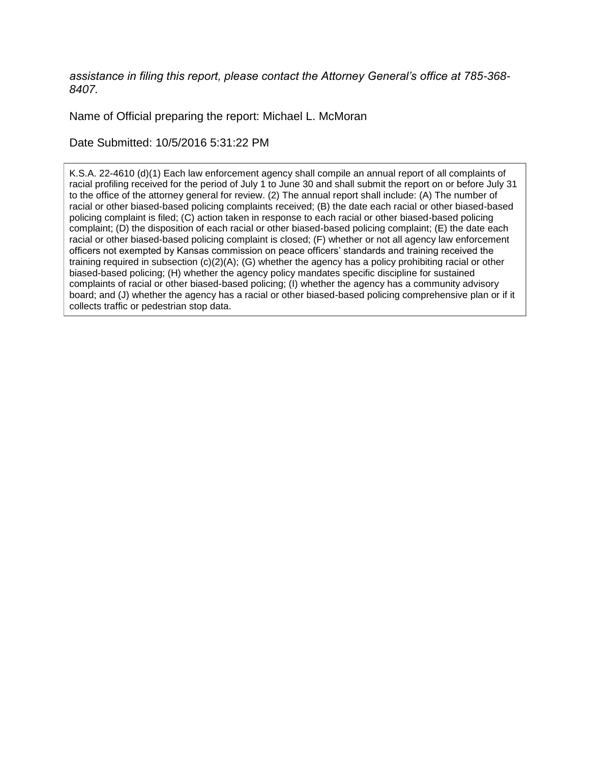*assistance in filing this report, please contact the Attorney General's office at 785-368-8407.*

Name of Official preparing the report: Michael L. McMoran

Date Submitted: 10/5/2016 5:31:22 PM

K.S.A. 22-4610 (d)(1) Each law enforcement agency shall compile an annual report of all complaints of racial profiling received for the period of July 1 to June 30 and shall submit the report on or before July 31 to the office of the attorney general for review. (2) The annual report shall include: (A) The number of racial or other biased-based policing complaints received; (B) the date each racial or other biased-based policing complaint is filed; (C) action taken in response to each racial or other biased-based policing complaint; (D) the disposition of each racial or other biased-based policing complaint; (E) the date each racial or other biased-based policing complaint is closed; (F) whether or not all agency law enforcement officers not exempted by Kansas commission on peace officers' standards and training received the training required in subsection (c)(2)(A); (G) whether the agency has a policy prohibiting racial or other biased-based policing; (H) whether the agency policy mandates specific discipline for sustained complaints of racial or other biased-based policing; (I) whether the agency has a community advisory board; and (J) whether the agency has a racial or other biased-based policing comprehensive plan or if it collects traffic or pedestrian stop data.